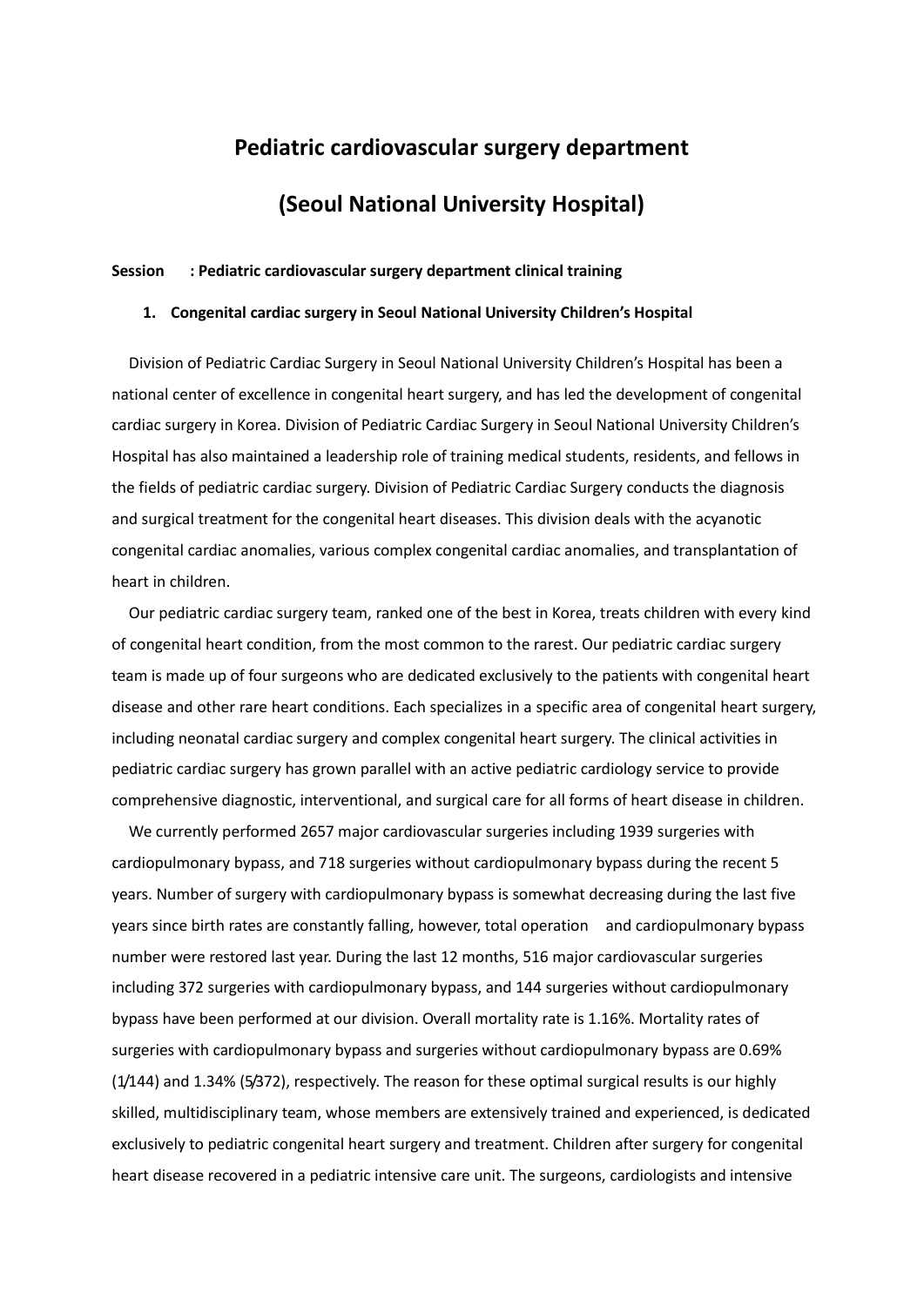# Pediatric cardiovascular surgery department

# (Seoul National University Hospital)

**Session : Pediatric cardiovascular surgery department clinical training**

1. **Congenital cardiac surgery in Seoul National University Children's Hospital**

Division of Pediatric Cardiac Surgery in Seoul National University Children's Hospital has been a national center of excellence in congenital heart surgery, and has led the development of congenital cardiac surgery in Korea. Division of Pediatric Cardiac Surgery in Seoul National University Children's Hospital has also maintained a leadership role of training medical students, residents, and fellows in the fields of pediatric cardiac surgery. Division of Pediatric Cardiac Surgery conducts the diagnosis and surgical treatment for the congenital heart diseases. This division deals with the acyanotic congenital cardiac anomalies, various complex congenital cardiac anomalies, and transplantation of heart in children.

Our pediatric cardiac surgery team, ranked one of the best in Korea, treats children with every kind of congenital heart condition, from the most common to the rarest. Our pediatric cardiac surgery team is made up of four surgeons who are dedicated exclusively to the patients with congenital heart disease and other rare heart conditions. Each specializes in a specific area of congenital heart surgery, including neonatal cardiac surgery and complex congenital heart surgery. The clinical activities in pediatric cardiac surgery has grown parallel with an active pediatric cardiology service to provide comprehensive diagnostic, interventional, and surgical care for all forms of heart disease in children.

We currently performed 2657 major cardiovascular surgeries including 1939 surgeries with cardiopulmonary bypass, and 718 surgeries without cardiopulmonary bypass during the recent 5 years. Number of surgery with cardiopulmonary bypass is somewhat decreasing during the last five years since birth rates are constantly falling, however, total operation and cardiopulmonary bypass number were restored last year. During the last 12 months, 516 major cardiovascular surgeries including 372 surgeries with cardiopulmonary bypass, and 144 surgeries without cardiopulmonary bypass have been performed at our division. Overall mortality rate is 1.16%. Mortality rates of surgeries with cardiopulmonary bypass and surgeries without cardiopulmonary bypass are 0.69% (1/144) and 1.34% (5/372), respectively. The reason for these optimal surgical results is our highly skilled, multidisciplinary team, whose members are extensively trained and experienced, is dedicated exclusively to pediatric congenital heart surgery and treatment. Children after surgery for congenital heart disease recovered in a pediatric intensive care unit. The surgeons, cardiologists and intensive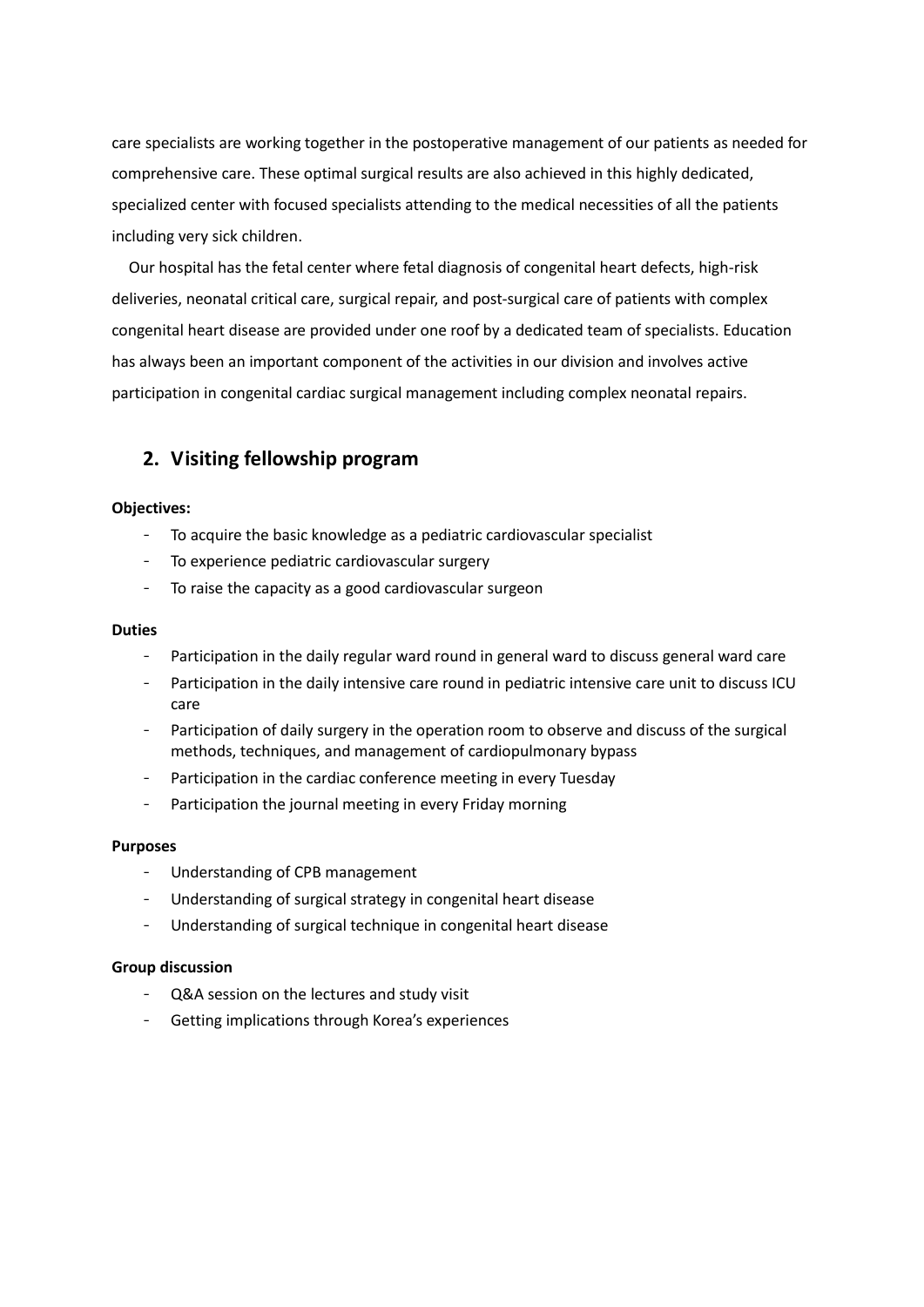care specialists are working together in the postoperative management of our patients as needed for comprehensive care. These optimal surgical results are also achieved in this highly dedicated, specialized center with focused specialists attending to the medical necessities of all the patients including very sick children.

Our hospital has the fetal center where fetal diagnosis of congenital heart defects, high-risk deliveries, neonatal critical care, surgical repair, and post-surgical care of patients with complex congenital heart disease are provided under one roof by a dedicated team of specialists. Education has always been an important component of the activities in our division and involves active participation in congenital cardiac surgical management including complex neonatal repairs.

## 2. Visiting fellowship program

**Objectives:**

- To acquire the basic knowledge as a pediatric cardiovascular specialist
- To experience pediatric cardiovascular surgery
- To raise the capacity as a good cardiovascular surgeon

**Duties**

- Participation in the daily regular ward round in general ward to discuss general ward care
- Participation in the daily intensive care round in pediatric intensive care unit to discuss ICU care
- Participation of daily surgery in the operation room to observe and discuss of the surgical methods, techniques, and management of cardiopulmonary bypass
- Participation in the cardiac conference meeting in every Tuesday
- Participation the journal meeting in every Friday morning

**Purposes**

- Understanding of CPB management
- Understanding of surgical strategy in congenital heart disease
- Understanding of surgical technique in congenital heart disease

**Group discussion**

- Q&A session on the lectures and study visit
- Getting implications through Korea's experiences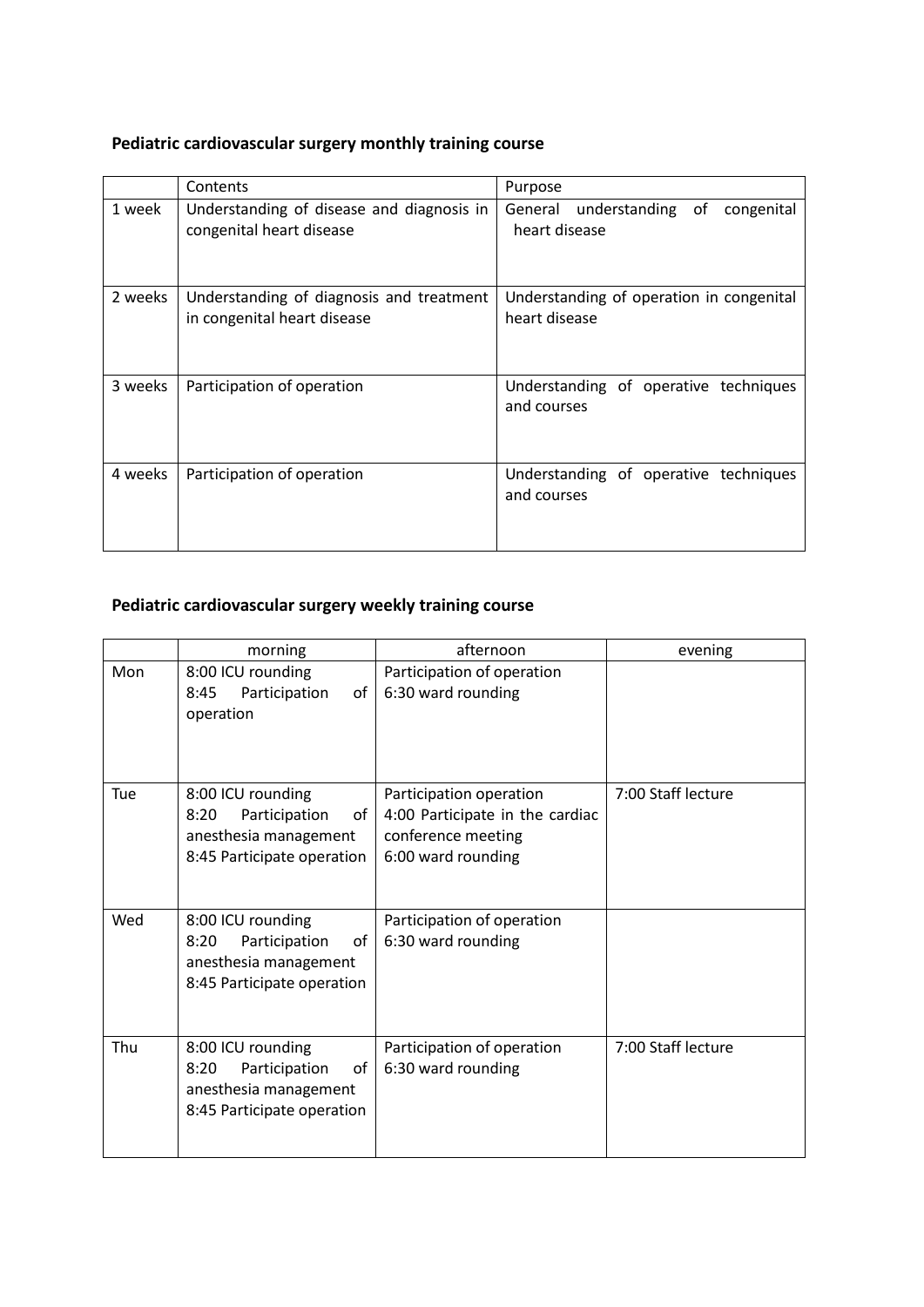**Pediatric cardiovascular surgery monthly training course**

| | Contents | Purpose |
|---|---|---|
| 1 week | Understanding of disease and diagnosis in congenital heart disease | General understanding of congenital heart disease |
| 2 weeks | Understanding of diagnosis and treatment in congenital heart disease | Understanding of operation in congenital heart disease |
| 3 weeks | Participation of operation | Understanding of operative techniques and courses |
| 4 weeks | Participation of operation | Understanding of operative techniques and courses |

**Pediatric cardiovascular surgery weekly training course**

| | morning | afternoon | evening |
|---|---|---|---|
| Mon | 8:00 ICU rounding<br>8:45 Participation of operation | Participation of operation<br>6:30 ward rounding | |
| Tue | 8:00 ICU rounding<br>8:20 Participation of anesthesia management<br>8:45 Participate operation | Participation operation<br>4:00 Participate in the cardiac conference meeting<br>6:00 ward rounding | 7:00 Staff lecture |
| Wed | 8:00 ICU rounding<br>8:20 Participation of anesthesia management<br>8:45 Participate operation | Participation of operation<br>6:30 ward rounding | |
| Thu | 8:00 ICU rounding<br>8:20 Participation of anesthesia management<br>8:45 Participate operation | Participation of operation<br>6:30 ward rounding | 7:00 Staff lecture |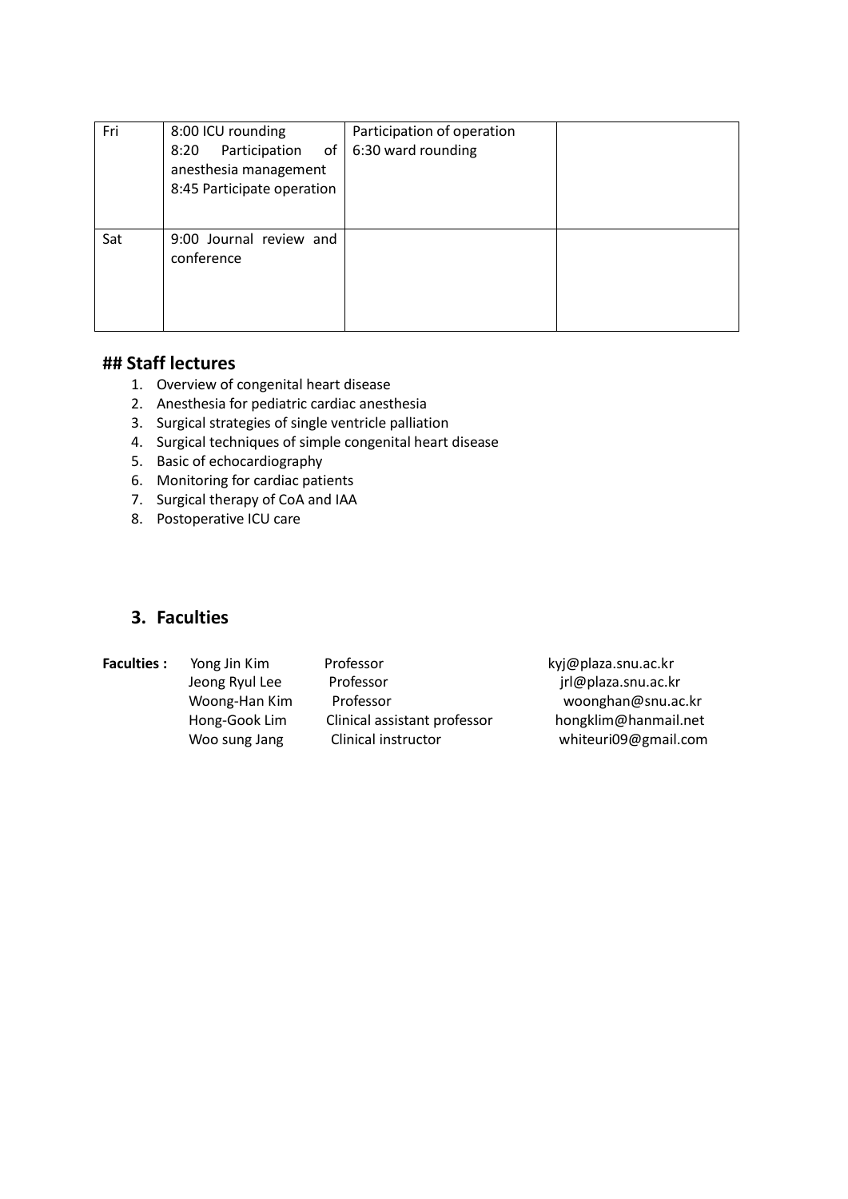| | | | |
|---|---|---|---|
| Fri | 8:00 ICU rounding<br>8:20 Participation of anesthesia management<br>8:45 Participate operation | Participation of operation<br>6:30 ward rounding | |
| Sat | 9:00 Journal review and conference | | |

## Staff lectures

1. Overview of congenital heart disease
2. Anesthesia for pediatric cardiac anesthesia
3. Surgical strategies of single ventricle palliation
4. Surgical techniques of simple congenital heart disease
5. Basic of echocardiography
6. Monitoring for cardiac patients
7. Surgical therapy of CoA and IAA
8. Postoperative ICU care

## 3. Faculties

**Faculties :**

| | | |
|---|---|---|
| Yong Jin Kim | Professor | kyj@plaza.snu.ac.kr |
| Jeong Ryul Lee | Professor | jrl@plaza.snu.ac.kr |
| Woong-Han Kim | Professor | woonghan@snu.ac.kr |
| Hong-Gook Lim | Clinical assistant professor | hongklim@hanmail.net |
| Woo sung Jang | Clinical instructor | whiteuri09@gmail.com |